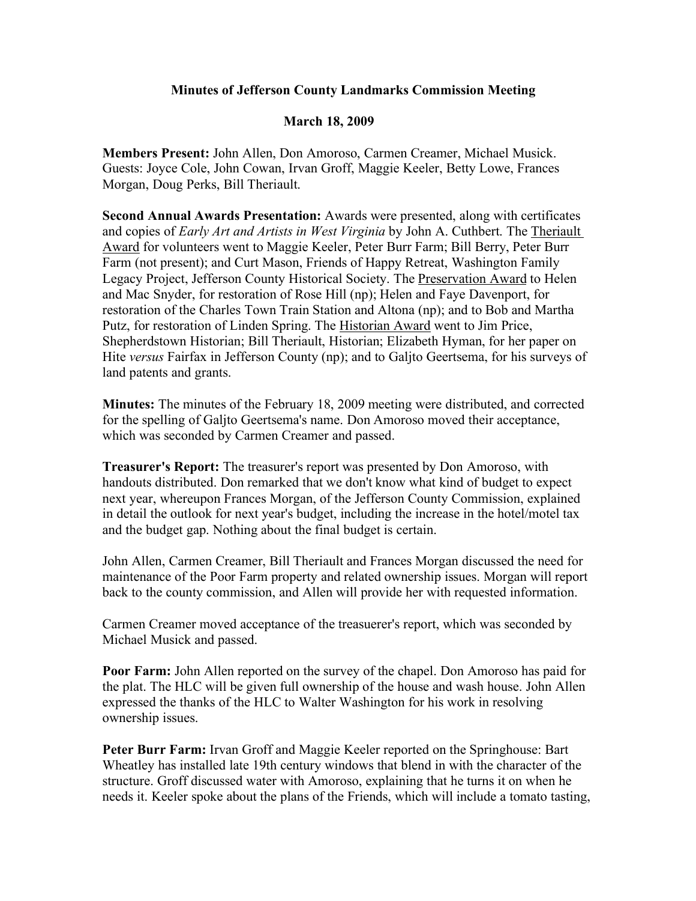# Minutes of Jefferson County Landmarks Commission Meeting

## March 18, 2009

**Members Present:** John Allen, Don Amoroso, Carmen Creamer, Michael Musick. Guests: Joyce Cole, John Cowan, Irvan Groff, Maggie Keeler, Betty Lowe, Frances Morgan, Doug Perks, Bill Theriault.

**Second Annual Awards Presentation:** Awards were presented, along with certificates and copies of *Early Art and Artists in West Virginia* by John A. Cuthbert. The Theriault Award for volunteers went to Maggie Keeler, Peter Burr Farm; Bill Berry, Peter Burr Farm (not present); and Curt Mason, Friends of Happy Retreat, Washington Family Legacy Project, Jefferson County Historical Society. The Preservation Award to Helen and Mac Snyder, for restoration of Rose Hill (np); Helen and Faye Davenport, for restoration of the Charles Town Train Station and Altona (np); and to Bob and Martha Putz, for restoration of Linden Spring. The Historian Award went to Jim Price, Shepherdstown Historian; Bill Theriault, Historian; Elizabeth Hyman, for her paper on Hite *versus* Fairfax in Jefferson County (np); and to Galjto Geertsema, for his surveys of land patents and grants.

**Minutes:** The minutes of the February 18, 2009 meeting were distributed, and corrected for the spelling of Galjto Geertsema's name. Don Amoroso moved their acceptance, which was seconded by Carmen Creamer and passed.

**Treasurer's Report:** The treasurer's report was presented by Don Amoroso, with handouts distributed. Don remarked that we don't know what kind of budget to expect next year, whereupon Frances Morgan, of the Jefferson County Commission, explained in detail the outlook for next year's budget, including the increase in the hotel/motel tax and the budget gap. Nothing about the final budget is certain.

John Allen, Carmen Creamer, Bill Theriault and Frances Morgan discussed the need for maintenance of the Poor Farm property and related ownership issues. Morgan will report back to the county commission, and Allen will provide her with requested information.

Carmen Creamer moved acceptance of the treasuerer's report, which was seconded by Michael Musick and passed.

**Poor Farm:** John Allen reported on the survey of the chapel. Don Amoroso has paid for the plat. The HLC will be given full ownership of the house and wash house. John Allen expressed the thanks of the HLC to Walter Washington for his work in resolving ownership issues.

**Peter Burr Farm:** Irvan Groff and Maggie Keeler reported on the Springhouse: Bart Wheatley has installed late 19th century windows that blend in with the character of the structure. Groff discussed water with Amoroso, explaining that he turns it on when he needs it. Keeler spoke about the plans of the Friends, which will include a tomato tasting,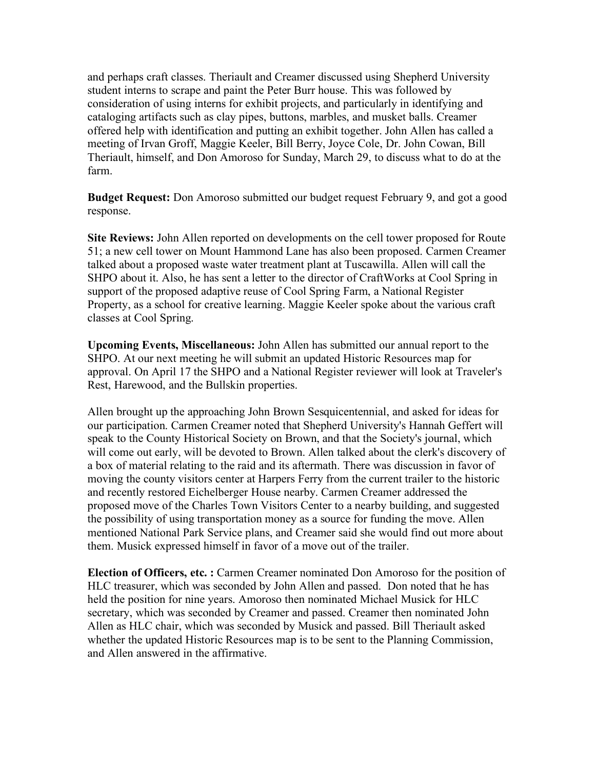and perhaps craft classes. Theriault and Creamer discussed using Shepherd University student interns to scrape and paint the Peter Burr house. This was followed by consideration of using interns for exhibit projects, and particularly in identifying and cataloging artifacts such as clay pipes, buttons, marbles, and musket balls. Creamer offered help with identification and putting an exhibit together. John Allen has called a meeting of Irvan Groff, Maggie Keeler, Bill Berry, Joyce Cole, Dr. John Cowan, Bill Theriault, himself, and Don Amoroso for Sunday, March 29, to discuss what to do at the farm.

**Budget Request:** Don Amoroso submitted our budget request February 9, and got a good response.

**Site Reviews:** John Allen reported on developments on the cell tower proposed for Route 51; a new cell tower on Mount Hammond Lane has also been proposed. Carmen Creamer talked about a proposed waste water treatment plant at Tuscawilla. Allen will call the SHPO about it. Also, he has sent a letter to the director of CraftWorks at Cool Spring in support of the proposed adaptive reuse of Cool Spring Farm, a National Register Property, as a school for creative learning. Maggie Keeler spoke about the various craft classes at Cool Spring.

**Upcoming Events, Miscellaneous:** John Allen has submitted our annual report to the SHPO. At our next meeting he will submit an updated Historic Resources map for approval. On April 17 the SHPO and a National Register reviewer will look at Traveler's Rest, Harewood, and the Bullskin properties.

Allen brought up the approaching John Brown Sesquicentennial, and asked for ideas for our participation. Carmen Creamer noted that Shepherd University's Hannah Geffert will speak to the County Historical Society on Brown, and that the Society's journal, which will come out early, will be devoted to Brown. Allen talked about the clerk's discovery of a box of material relating to the raid and its aftermath. There was discussion in favor of moving the county visitors center at Harpers Ferry from the current trailer to the historic and recently restored Eichelberger House nearby. Carmen Creamer addressed the proposed move of the Charles Town Visitors Center to a nearby building, and suggested the possibility of using transportation money as a source for funding the move. Allen mentioned National Park Service plans, and Creamer said she would find out more about them. Musick expressed himself in favor of a move out of the trailer.

**Election of Officers, etc. :** Carmen Creamer nominated Don Amoroso for the position of HLC treasurer, which was seconded by John Allen and passed. Don noted that he has held the position for nine years. Amoroso then nominated Michael Musick for HLC secretary, which was seconded by Creamer and passed. Creamer then nominated John Allen as HLC chair, which was seconded by Musick and passed. Bill Theriault asked whether the updated Historic Resources map is to be sent to the Planning Commission, and Allen answered in the affirmative.